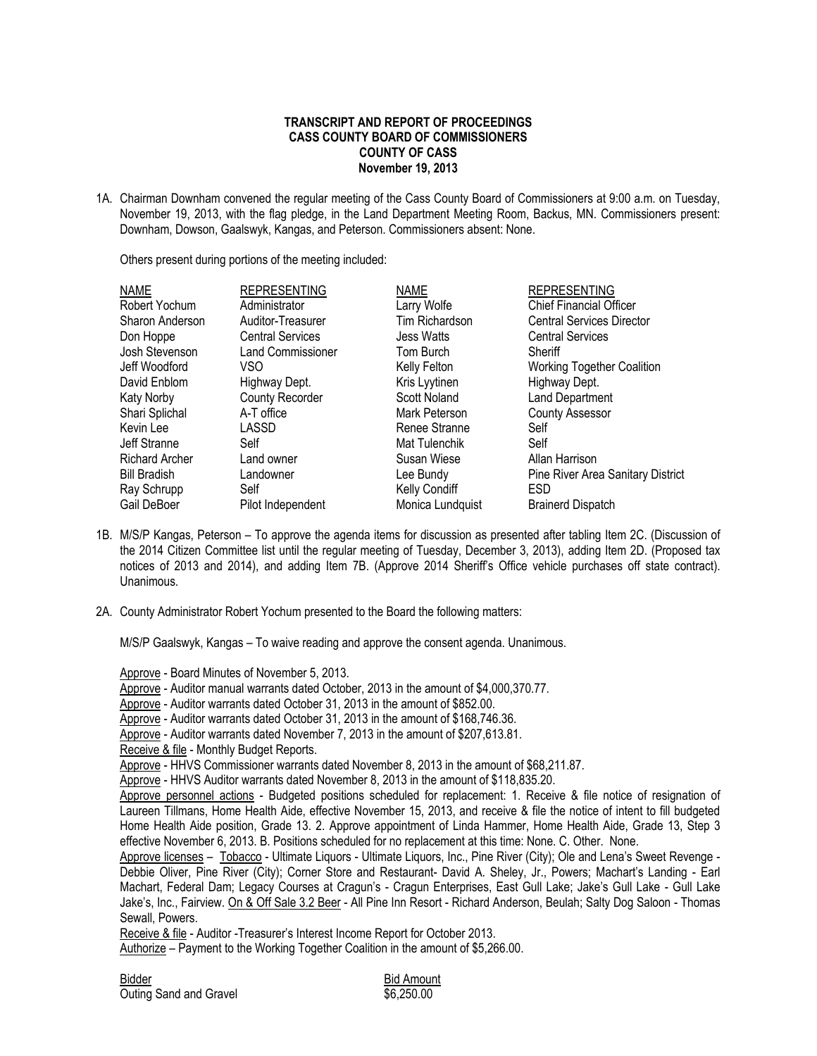**TRANSCRIPT AND REPORT OF PROCEEDINGS**
**CASS COUNTY BOARD OF COMMISSIONERS**
**COUNTY OF CASS**
**November 19, 2013**

1A. Chairman Downham convened the regular meeting of the Cass County Board of Commissioners at 9:00 a.m. on Tuesday, November 19, 2013, with the flag pledge, in the Land Department Meeting Room, Backus, MN. Commissioners present: Downham, Dowson, Gaalswyk, Kangas, and Peterson. Commissioners absent: None.

Others present during portions of the meeting included:

| NAME | REPRESENTING | NAME | REPRESENTING |
|---|---|---|---|
| Robert Yochum | Administrator | Larry Wolfe | Chief Financial Officer |
| Sharon Anderson | Auditor-Treasurer | Tim Richardson | Central Services Director |
| Don Hoppe | Central Services | Jess Watts | Central Services |
| Josh Stevenson | Land Commissioner | Tom Burch | Sheriff |
| Jeff Woodford | VSO | Kelly Felton | Working Together Coalition |
| David Enblom | Highway Dept. | Kris Lyytinen | Highway Dept. |
| Katy Norby | County Recorder | Scott Noland | Land Department |
| Shari Splichal | A-T office | Mark Peterson | County Assessor |
| Kevin Lee | LASSD | Renee Stranne | Self |
| Jeff Stranne | Self | Mat Tulenchik | Self |
| Richard Archer | Land owner | Susan Wiese | Allan Harrison |
| Bill Bradish | Landowner | Lee Bundy | Pine River Area Sanitary District |
| Ray Schrupp | Self | Kelly Condiff | ESD |
| Gail DeBoer | Pilot Independent | Monica Lundquist | Brainerd Dispatch |

1B. M/S/P Kangas, Peterson – To approve the agenda items for discussion as presented after tabling Item 2C. (Discussion of the 2014 Citizen Committee list until the regular meeting of Tuesday, December 3, 2013), adding Item 2D. (Proposed tax notices of 2013 and 2014), and adding Item 7B. (Approve 2014 Sheriff's Office vehicle purchases off state contract). Unanimous.

2A. County Administrator Robert Yochum presented to the Board the following matters:

M/S/P Gaalswyk, Kangas – To waive reading and approve the consent agenda. Unanimous.

Approve - Board Minutes of November 5, 2013.
Approve - Auditor manual warrants dated October, 2013 in the amount of $4,000,370.77.
Approve - Auditor warrants dated October 31, 2013 in the amount of $852.00.
Approve - Auditor warrants dated October 31, 2013 in the amount of $168,746.36.
Approve - Auditor warrants dated November 7, 2013 in the amount of $207,613.81.
Receive & file - Monthly Budget Reports.
Approve - HHVS Commissioner warrants dated November 8, 2013 in the amount of $68,211.87.
Approve - HHVS Auditor warrants dated November 8, 2013 in the amount of $118,835.20.
Approve personnel actions - Budgeted positions scheduled for replacement: 1. Receive & file notice of resignation of Laureen Tillmans, Home Health Aide, effective November 15, 2013, and receive & file the notice of intent to fill budgeted Home Health Aide position, Grade 13. 2. Approve appointment of Linda Hammer, Home Health Aide, Grade 13, Step 3 effective November 6, 2013. B. Positions scheduled for no replacement at this time: None. C. Other. None.
Approve licenses – Tobacco - Ultimate Liquors - Ultimate Liquors, Inc., Pine River (City); Ole and Lena's Sweet Revenge - Debbie Oliver, Pine River (City); Corner Store and Restaurant- David A. Sheley, Jr., Powers; Machart's Landing - Earl Machart, Federal Dam; Legacy Courses at Cragun's - Cragun Enterprises, East Gull Lake; Jake's Gull Lake - Gull Lake Jake's, Inc., Fairview. On & Off Sale 3.2 Beer - All Pine Inn Resort - Richard Anderson, Beulah; Salty Dog Saloon - Thomas Sewall, Powers.
Receive & file - Auditor -Treasurer's Interest Income Report for October 2013.
Authorize – Payment to the Working Together Coalition in the amount of $5,266.00.

| Bidder | Bid Amount |
|---|---|
| Outing Sand and Gravel | $6,250.00 |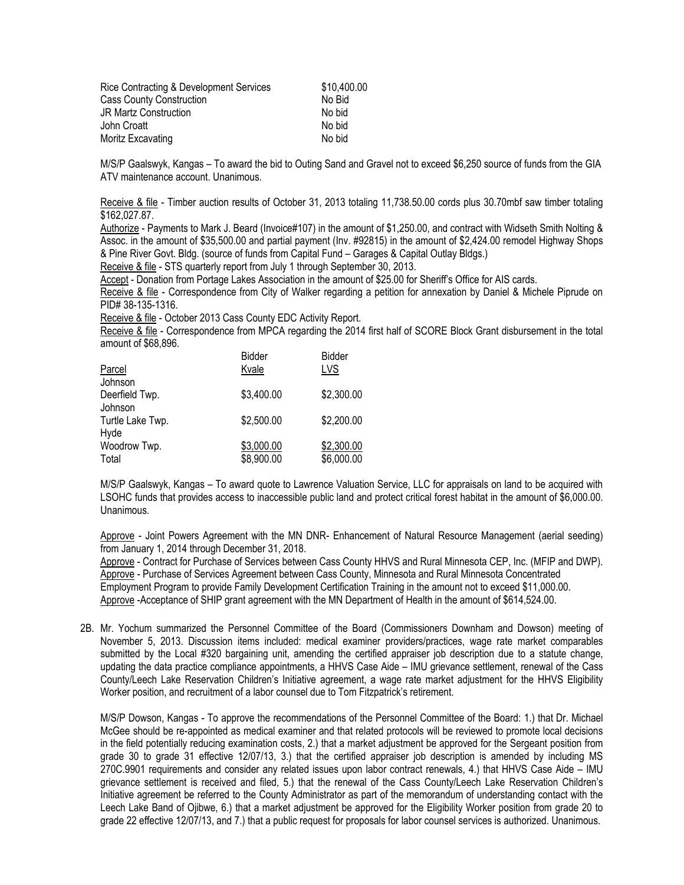| | |
|---|---|
| Rice Contracting & Development Services | \$10,400.00 |
| Cass County Construction | No Bid |
| JR Martz Construction | No bid |
| John Croatt | No bid |
| Moritz Excavating | No bid |

M/S/P Gaalswyk, Kangas – To award the bid to Outing Sand and Gravel not to exceed \$6,250 source of funds from the GIA ATV maintenance account. Unanimous.

Receive & file - Timber auction results of October 31, 2013 totaling 11,738.50.00 cords plus 30.70mbf saw timber totaling \$162,027.87.

Authorize - Payments to Mark J. Beard (Invoice#107) in the amount of \$1,250.00, and contract with Widseth Smith Nolting & Assoc. in the amount of \$35,500.00 and partial payment (Inv. #92815) in the amount of \$2,424.00 remodel Highway Shops & Pine River Govt. Bldg. (source of funds from Capital Fund – Garages & Capital Outlay Bldgs.)

Receive & file - STS quarterly report from July 1 through September 30, 2013.

Accept - Donation from Portage Lakes Association in the amount of \$25.00 for Sheriff's Office for AIS cards.

Receive & file - Correspondence from City of Walker regarding a petition for annexation by Daniel & Michele Piprude on PID# 38-135-1316.

Receive & file - October 2013 Cass County EDC Activity Report.

Receive & file - Correspondence from MPCA regarding the 2014 first half of SCORE Block Grant disbursement in the total amount of \$68,896.

| Parcel | Bidder Kvale | Bidder LVS |
|---|---|---|
| Johnson Deerfield Twp. | \$3,400.00 | \$2,300.00 |
| Johnson Turtle Lake Twp. | \$2,500.00 | \$2,200.00 |
| Hyde Woodrow Twp. | \$3,000.00 | \$2,300.00 |
| Total | \$8,900.00 | \$6,000.00 |

M/S/P Gaalswyk, Kangas – To award quote to Lawrence Valuation Service, LLC for appraisals on land to be acquired with LSOHC funds that provides access to inaccessible public land and protect critical forest habitat in the amount of \$6,000.00. Unanimous.

Approve - Joint Powers Agreement with the MN DNR- Enhancement of Natural Resource Management (aerial seeding) from January 1, 2014 through December 31, 2018.

Approve - Contract for Purchase of Services between Cass County HHVS and Rural Minnesota CEP, Inc. (MFIP and DWP).

Approve - Purchase of Services Agreement between Cass County, Minnesota and Rural Minnesota Concentrated Employment Program to provide Family Development Certification Training in the amount not to exceed \$11,000.00.

Approve -Acceptance of SHIP grant agreement with the MN Department of Health in the amount of \$614,524.00.

2B. Mr. Yochum summarized the Personnel Committee of the Board (Commissioners Downham and Dowson) meeting of November 5, 2013. Discussion items included: medical examiner providers/practices, wage rate market comparables submitted by the Local #320 bargaining unit, amending the certified appraiser job description due to a statute change, updating the data practice compliance appointments, a HHVS Case Aide – IMU grievance settlement, renewal of the Cass County/Leech Lake Reservation Children's Initiative agreement, a wage rate market adjustment for the HHVS Eligibility Worker position, and recruitment of a labor counsel due to Tom Fitzpatrick's retirement.

M/S/P Dowson, Kangas - To approve the recommendations of the Personnel Committee of the Board: 1.) that Dr. Michael McGee should be re-appointed as medical examiner and that related protocols will be reviewed to promote local decisions in the field potentially reducing examination costs, 2.) that a market adjustment be approved for the Sergeant position from grade 30 to grade 31 effective 12/07/13, 3.) that the certified appraiser job description is amended by including MS 270C.9901 requirements and consider any related issues upon labor contract renewals, 4.) that HHVS Case Aide – IMU grievance settlement is received and filed, 5.) that the renewal of the Cass County/Leech Lake Reservation Children's Initiative agreement be referred to the County Administrator as part of the memorandum of understanding contact with the Leech Lake Band of Ojibwe, 6.) that a market adjustment be approved for the Eligibility Worker position from grade 20 to grade 22 effective 12/07/13, and 7.) that a public request for proposals for labor counsel services is authorized. Unanimous.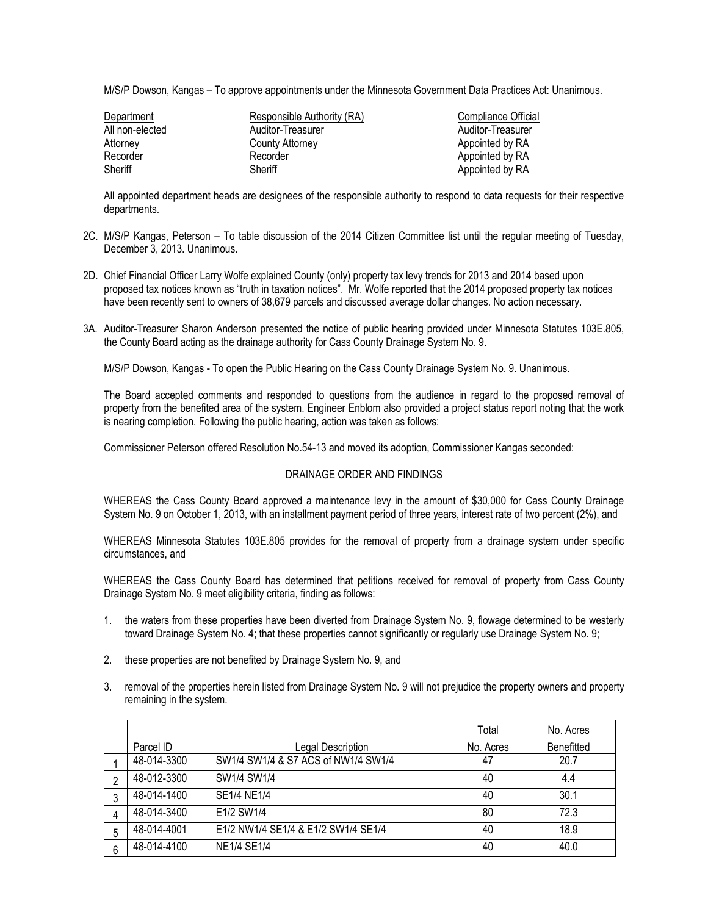M/S/P Dowson, Kangas – To approve appointments under the Minnesota Government Data Practices Act: Unanimous.

| Department | Responsible Authority (RA) | Compliance Official |
| --- | --- | --- |
| All non-elected | Auditor-Treasurer | Auditor-Treasurer |
| Attorney | County Attorney | Appointed by RA |
| Recorder | Recorder | Appointed by RA |
| Sheriff | Sheriff | Appointed by RA |

All appointed department heads are designees of the responsible authority to respond to data requests for their respective departments.

2C. M/S/P Kangas, Peterson – To table discussion of the 2014 Citizen Committee list until the regular meeting of Tuesday, December 3, 2013. Unanimous.

2D. Chief Financial Officer Larry Wolfe explained County (only) property tax levy trends for 2013 and 2014 based upon proposed tax notices known as "truth in taxation notices". Mr. Wolfe reported that the 2014 proposed property tax notices have been recently sent to owners of 38,679 parcels and discussed average dollar changes. No action necessary.

3A. Auditor-Treasurer Sharon Anderson presented the notice of public hearing provided under Minnesota Statutes 103E.805, the County Board acting as the drainage authority for Cass County Drainage System No. 9.

M/S/P Dowson, Kangas - To open the Public Hearing on the Cass County Drainage System No. 9. Unanimous.

The Board accepted comments and responded to questions from the audience in regard to the proposed removal of property from the benefited area of the system. Engineer Enblom also provided a project status report noting that the work is nearing completion. Following the public hearing, action was taken as follows:

Commissioner Peterson offered Resolution No.54-13 and moved its adoption, Commissioner Kangas seconded:

DRAINAGE ORDER AND FINDINGS

WHEREAS the Cass County Board approved a maintenance levy in the amount of $30,000 for Cass County Drainage System No. 9 on October 1, 2013, with an installment payment period of three years, interest rate of two percent (2%), and

WHEREAS Minnesota Statutes 103E.805 provides for the removal of property from a drainage system under specific circumstances, and

WHEREAS the Cass County Board has determined that petitions received for removal of property from Cass County Drainage System No. 9 meet eligibility criteria, finding as follows:

1. the waters from these properties have been diverted from Drainage System No. 9, flowage determined to be westerly toward Drainage System No. 4; that these properties cannot significantly or regularly use Drainage System No. 9;
2. these properties are not benefited by Drainage System No. 9, and
3. removal of the properties herein listed from Drainage System No. 9 will not prejudice the property owners and property remaining in the system.

| | Parcel ID | Legal Description | Total No. Acres | No. Acres Benefitted |
| --- | --- | --- | --- | --- |
| 1 | 48-014-3300 | SW1/4 SW1/4 & S7 ACS of NW1/4 SW1/4 | 47 | 20.7 |
| 2 | 48-012-3300 | SW1/4 SW1/4 | 40 | 4.4 |
| 3 | 48-014-1400 | SE1/4 NE1/4 | 40 | 30.1 |
| 4 | 48-014-3400 | E1/2 SW1/4 | 80 | 72.3 |
| 5 | 48-014-4001 | E1/2 NW1/4 SE1/4 & E1/2 SW1/4 SE1/4 | 40 | 18.9 |
| 6 | 48-014-4100 | NE1/4 SE1/4 | 40 | 40.0 |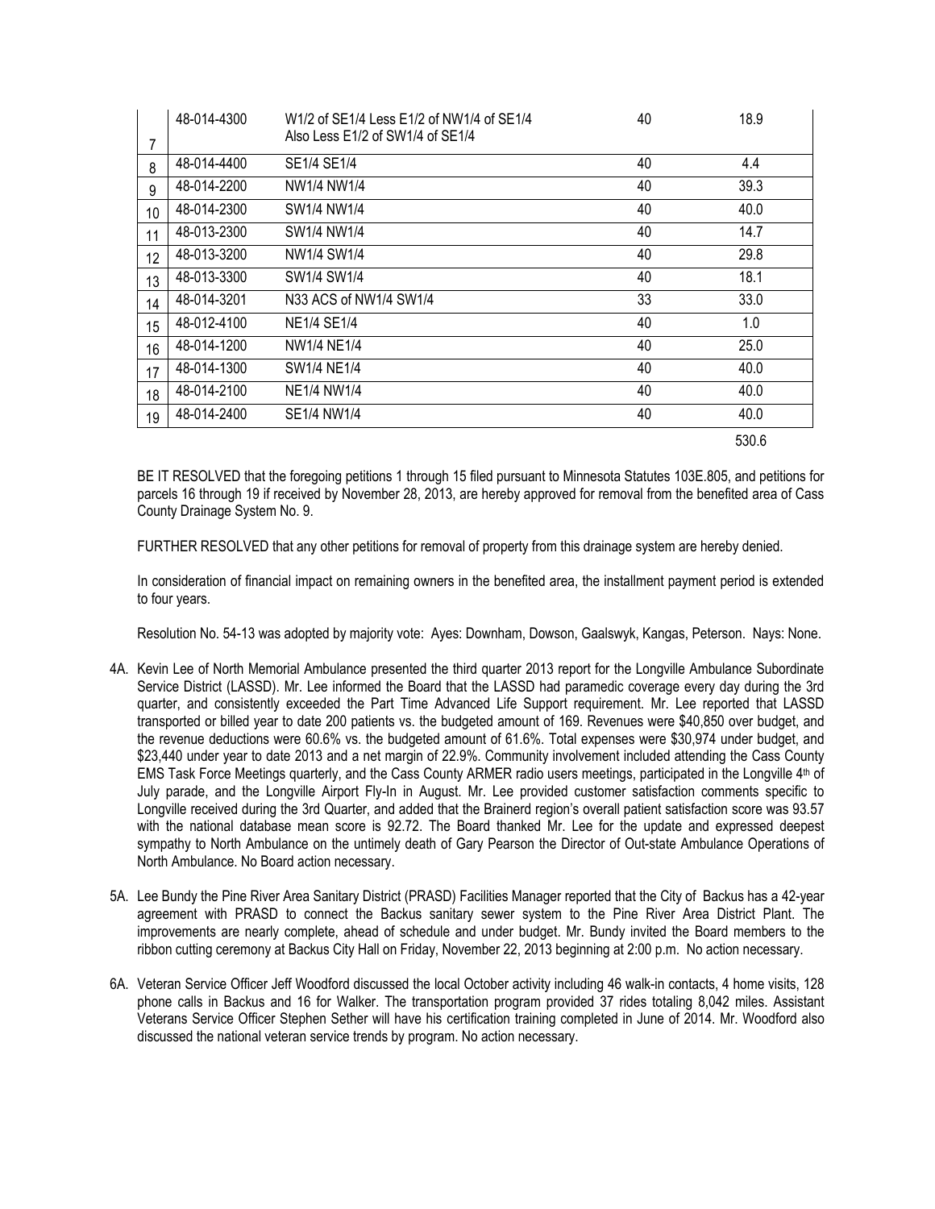| | | | | |
|---|---|---|---|---|
| 7 | 48-014-4300 | W1/2 of SE1/4 Less E1/2 of NW1/4 of SE1/4 Also Less E1/2 of SW1/4 of SE1/4 | 40 | 18.9 |
| 8 | 48-014-4400 | SE1/4 SE1/4 | 40 | 4.4 |
| 9 | 48-014-2200 | NW1/4 NW1/4 | 40 | 39.3 |
| 10 | 48-014-2300 | SW1/4 NW1/4 | 40 | 40.0 |
| 11 | 48-013-2300 | SW1/4 NW1/4 | 40 | 14.7 |
| 12 | 48-013-3200 | NW1/4 SW1/4 | 40 | 29.8 |
| 13 | 48-013-3300 | SW1/4 SW1/4 | 40 | 18.1 |
| 14 | 48-014-3201 | N33 ACS of NW1/4 SW1/4 | 33 | 33.0 |
| 15 | 48-012-4100 | NE1/4 SE1/4 | 40 | 1.0 |
| 16 | 48-014-1200 | NW1/4 NE1/4 | 40 | 25.0 |
| 17 | 48-014-1300 | SW1/4 NE1/4 | 40 | 40.0 |
| 18 | 48-014-2100 | NE1/4 NW1/4 | 40 | 40.0 |
| 19 | 48-014-2400 | SE1/4 NW1/4 | 40 | 40.0 |
| | | | | 530.6 |

BE IT RESOLVED that the foregoing petitions 1 through 15 filed pursuant to Minnesota Statutes 103E.805, and petitions for parcels 16 through 19 if received by November 28, 2013, are hereby approved for removal from the benefited area of Cass County Drainage System No. 9.

FURTHER RESOLVED that any other petitions for removal of property from this drainage system are hereby denied.

In consideration of financial impact on remaining owners in the benefited area, the installment payment period is extended to four years.

Resolution No. 54-13 was adopted by majority vote: Ayes: Downham, Dowson, Gaalswyk, Kangas, Peterson. Nays: None.

4A. Kevin Lee of North Memorial Ambulance presented the third quarter 2013 report for the Longville Ambulance Subordinate Service District (LASSD). Mr. Lee informed the Board that the LASSD had paramedic coverage every day during the 3rd quarter, and consistently exceeded the Part Time Advanced Life Support requirement. Mr. Lee reported that LASSD transported or billed year to date 200 patients vs. the budgeted amount of 169. Revenues were $40,850 over budget, and the revenue deductions were 60.6% vs. the budgeted amount of 61.6%. Total expenses were $30,974 under budget, and $23,440 under year to date 2013 and a net margin of 22.9%. Community involvement included attending the Cass County EMS Task Force Meetings quarterly, and the Cass County ARMER radio users meetings, participated in the Longville 4th of July parade, and the Longville Airport Fly-In in August. Mr. Lee provided customer satisfaction comments specific to Longville received during the 3rd Quarter, and added that the Brainerd region's overall patient satisfaction score was 93.57 with the national database mean score is 92.72. The Board thanked Mr. Lee for the update and expressed deepest sympathy to North Ambulance on the untimely death of Gary Pearson the Director of Out-state Ambulance Operations of North Ambulance. No Board action necessary.

5A. Lee Bundy the Pine River Area Sanitary District (PRASD) Facilities Manager reported that the City of Backus has a 42-year agreement with PRASD to connect the Backus sanitary sewer system to the Pine River Area District Plant. The improvements are nearly complete, ahead of schedule and under budget. Mr. Bundy invited the Board members to the ribbon cutting ceremony at Backus City Hall on Friday, November 22, 2013 beginning at 2:00 p.m. No action necessary.

6A. Veteran Service Officer Jeff Woodford discussed the local October activity including 46 walk-in contacts, 4 home visits, 128 phone calls in Backus and 16 for Walker. The transportation program provided 37 rides totaling 8,042 miles. Assistant Veterans Service Officer Stephen Sether will have his certification training completed in June of 2014. Mr. Woodford also discussed the national veteran service trends by program. No action necessary.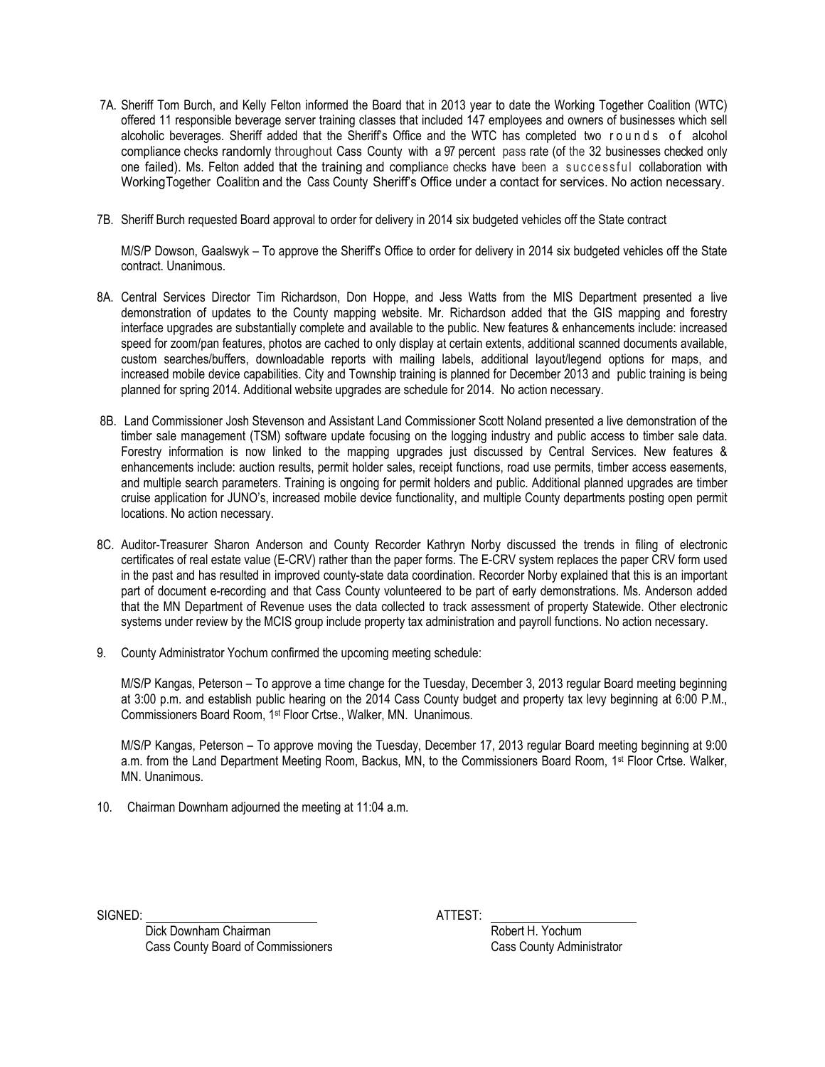7A. Sheriff Tom Burch, and Kelly Felton informed the Board that in 2013 year to date the Working Together Coalition (WTC) offered 11 responsible beverage server training classes that included 147 employees and owners of businesses which sell alcoholic beverages. Sheriff added that the Sheriff's Office and the WTC has completed two rounds of alcohol compliance checks randomly throughout Cass County with a 97 percent pass rate (of the 32 businesses checked only one failed). Ms. Felton added that the training and compliance checks have been a successful collaboration with WorkingTogether Coalition and the Cass County Sheriff's Office under a contact for services. No action necessary.

7B. Sheriff Burch requested Board approval to order for delivery in 2014 six budgeted vehicles off the State contract

M/S/P Dowson, Gaalswyk – To approve the Sheriff's Office to order for delivery in 2014 six budgeted vehicles off the State contract. Unanimous.

8A. Central Services Director Tim Richardson, Don Hoppe, and Jess Watts from the MIS Department presented a live demonstration of updates to the County mapping website. Mr. Richardson added that the GIS mapping and forestry interface upgrades are substantially complete and available to the public. New features & enhancements include: increased speed for zoom/pan features, photos are cached to only display at certain extents, additional scanned documents available, custom searches/buffers, downloadable reports with mailing labels, additional layout/legend options for maps, and increased mobile device capabilities. City and Township training is planned for December 2013 and public training is being planned for spring 2014. Additional website upgrades are schedule for 2014. No action necessary.

8B. Land Commissioner Josh Stevenson and Assistant Land Commissioner Scott Noland presented a live demonstration of the timber sale management (TSM) software update focusing on the logging industry and public access to timber sale data. Forestry information is now linked to the mapping upgrades just discussed by Central Services. New features & enhancements include: auction results, permit holder sales, receipt functions, road use permits, timber access easements, and multiple search parameters. Training is ongoing for permit holders and public. Additional planned upgrades are timber cruise application for JUNO's, increased mobile device functionality, and multiple County departments posting open permit locations. No action necessary.

8C. Auditor-Treasurer Sharon Anderson and County Recorder Kathryn Norby discussed the trends in filing of electronic certificates of real estate value (E-CRV) rather than the paper forms. The E-CRV system replaces the paper CRV form used in the past and has resulted in improved county-state data coordination. Recorder Norby explained that this is an important part of document e-recording and that Cass County volunteered to be part of early demonstrations. Ms. Anderson added that the MN Department of Revenue uses the data collected to track assessment of property Statewide. Other electronic systems under review by the MCIS group include property tax administration and payroll functions. No action necessary.

9. County Administrator Yochum confirmed the upcoming meeting schedule:

M/S/P Kangas, Peterson – To approve a time change for the Tuesday, December 3, 2013 regular Board meeting beginning at 3:00 p.m. and establish public hearing on the 2014 Cass County budget and property tax levy beginning at 6:00 P.M., Commissioners Board Room, 1st Floor Crtse., Walker, MN. Unanimous.

M/S/P Kangas, Peterson – To approve moving the Tuesday, December 17, 2013 regular Board meeting beginning at 9:00 a.m. from the Land Department Meeting Room, Backus, MN, to the Commissioners Board Room, 1st Floor Crtse. Walker, MN. Unanimous.

10. Chairman Downham adjourned the meeting at 11:04 a.m.

SIGNED: ____________________

Dick Downham Chairman
Cass County Board of Commissioners

ATTEST: ____________________

Robert H. Yochum
Cass County Administrator